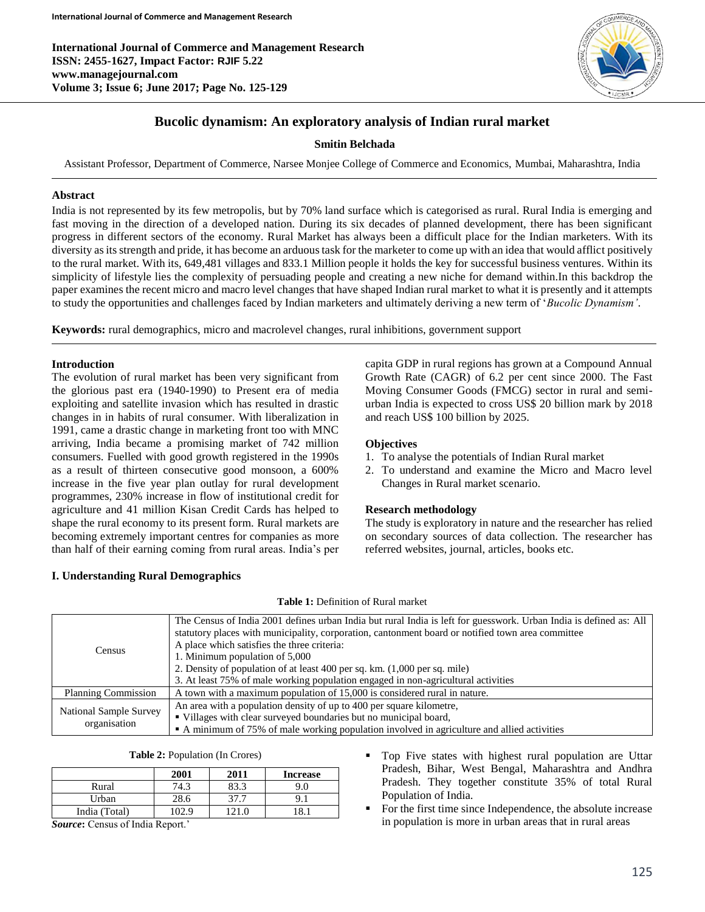# Bucolic dynamism: An exploratory analysis of Indian rural market

**Smitin Belchada**

Assistant Professor, Department of Commerce, Narsee Monjee College of Commerce and Economics, Mumbai, Maharashtra, India

## Abstract

India is not represented by its few metropolis, but by 70% land surface which is categorised as rural. Rural India is emerging and fast moving in the direction of a developed nation. During its six decades of planned development, there has been significant progress in different sectors of the economy. Rural Market has always been a difficult place for the Indian marketers. With its diversity as its strength and pride, it has become an arduous task for the marketer to come up with an idea that would afflict positively to the rural market. With its, 649,481 villages and 833.1 Million people it holds the key for successful business ventures. Within its simplicity of lifestyle lies the complexity of persuading people and creating a new niche for demand within.In this backdrop the paper examines the recent micro and macro level changes that have shaped Indian rural market to what it is presently and it attempts to study the opportunities and challenges faced by Indian marketers and ultimately deriving a new term of '*Bucolic Dynamism'*.

**Keywords:** rural demographics, micro and macrolevel changes, rural inhibitions, government support

## Introduction

The evolution of rural market has been very significant from the glorious past era (1940-1990) to Present era of media exploiting and satellite invasion which has resulted in drastic changes in in habits of rural consumer. With liberalization in 1991, came a drastic change in marketing front too with MNC arriving, India became a promising market of 742 million consumers. Fuelled with good growth registered in the 1990s as a result of thirteen consecutive good monsoon, a 600% increase in the five year plan outlay for rural development programmes, 230% increase in flow of institutional credit for agriculture and 41 million Kisan Credit Cards has helped to shape the rural economy to its present form. Rural markets are becoming extremely important centres for companies as more than half of their earning coming from rural areas. India's per capita GDP in rural regions has grown at a Compound Annual Growth Rate (CAGR) of 6.2 per cent since 2000. The Fast Moving Consumer Goods (FMCG) sector in rural and semi-urban India is expected to cross US$ 20 billion mark by 2018 and reach US$ 100 billion by 2025.

## Objectives

1. To analyse the potentials of Indian Rural market
2. To understand and examine the Micro and Macro level Changes in Rural market scenario.

## Research methodology

The study is exploratory in nature and the researcher has relied on secondary sources of data collection. The researcher has referred websites, journal, articles, books etc.

## I. Understanding Rural Demographics

**Table 1:** Definition of Rural market

| | |
|---|---|
| Census | The Census of India 2001 defines urban India but rural India is left for guesswork. Urban India is defined as: All statutory places with municipality, corporation, cantonment board or notified town area committee<br>A place which satisfies the three criteria:<br>1. Minimum population of 5,000<br>2. Density of population of at least 400 per sq. km. (1,000 per sq. mile)<br>3. At least 75% of male working population engaged in non-agricultural activities |
| Planning Commission | A town with a maximum population of 15,000 is considered rural in nature. |
| National Sample Survey organisation | An area with a population density of up to 400 per square kilometre,<br>▪ Villages with clear surveyed boundaries but no municipal board,<br>▪ A minimum of 75% of male working population involved in agriculture and allied activities |

**Table 2:** Population (In Crores)

| | 2001 | 2011 | Increase |
|---|---|---|---|
| Rural | 74.3 | 83.3 | 9.0 |
| Urban | 28.6 | 37.7 | 9.1 |
| India (Total) | 102.9 | 121.0 | 18.1 |

***Source*:** Census of India Report.'

- Top Five states with highest rural population are Uttar Pradesh, Bihar, West Bengal, Maharashtra and Andhra Pradesh. They together constitute 35% of total Rural Population of India.
- For the first time since Independence, the absolute increase in population is more in urban areas that in rural areas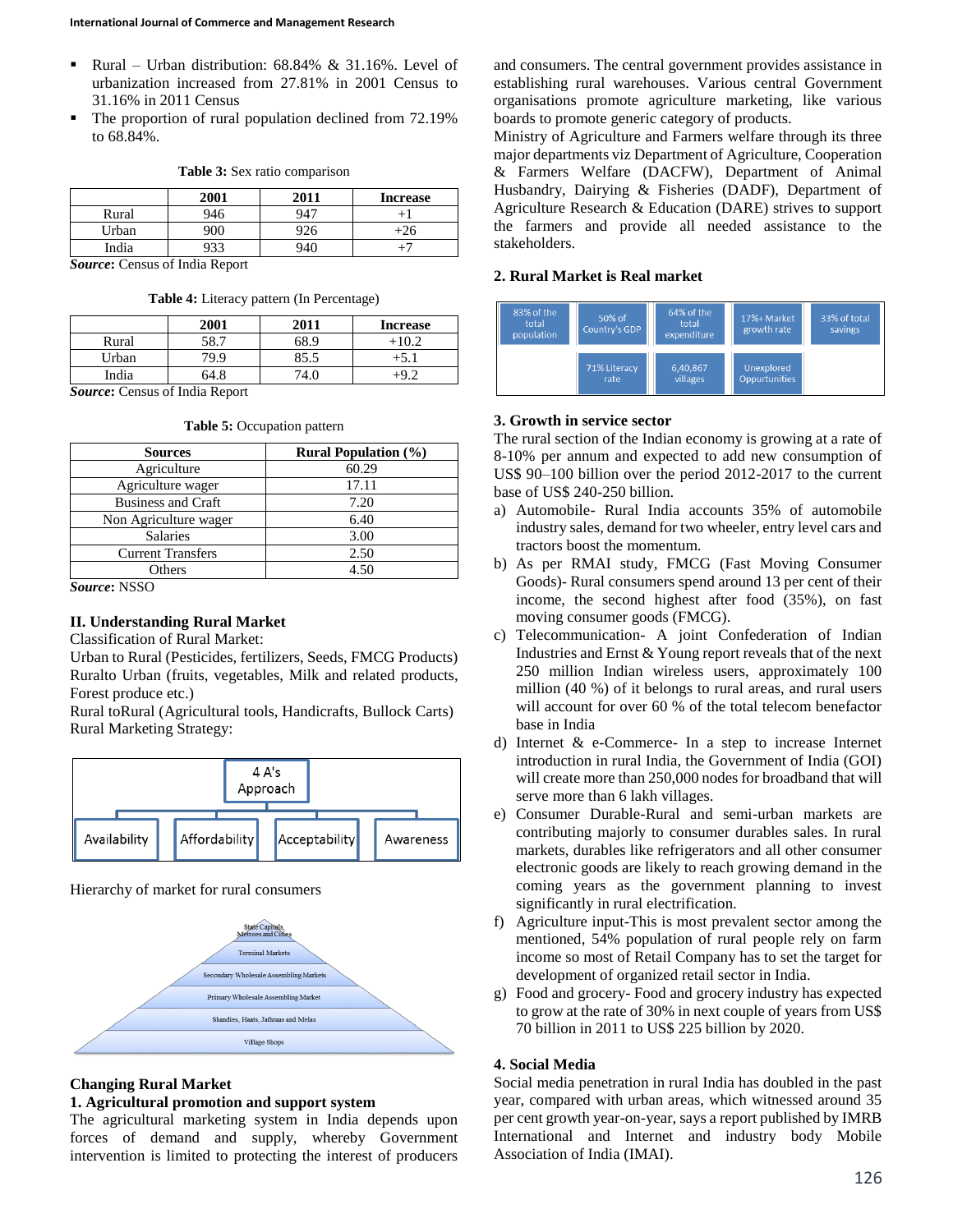- Rural – Urban distribution: 68.84% & 31.16%. Level of urbanization increased from 27.81% in 2001 Census to 31.16% in 2011 Census
- The proportion of rural population declined from 72.19% to 68.84%.

**Table 3:** Sex ratio comparison

| | 2001 | 2011 | Increase |
|---|---|---|---|
| Rural | 946 | 947 | +1 |
| Urban | 900 | 926 | +26 |
| India | 933 | 940 | +7 |

***Source*:** Census of India Report

**Table 4:** Literacy pattern (In Percentage)

| | 2001 | 2011 | Increase |
|---|---|---|---|
| Rural | 58.7 | 68.9 | +10.2 |
| Urban | 79.9 | 85.5 | +5.1 |
| India | 64.8 | 74.0 | +9.2 |

***Source*:** Census of India Report

**Table 5:** Occupation pattern

| Sources | Rural Population (%) |
|---|---|
| Agriculture | 60.29 |
| Agriculture wager | 17.11 |
| Business and Craft | 7.20 |
| Non Agriculture wager | 6.40 |
| Salaries | 3.00 |
| Current Transfers | 2.50 |
| Others | 4.50 |

***Source*:** NSSO

## II. Understanding Rural Market

Classification of Rural Market:

Urban to Rural (Pesticides, fertilizers, Seeds, FMCG Products)

Ruralto Urban (fruits, vegetables, Milk and related products, Forest produce etc.)

Rural toRural (Agricultural tools, Handicrafts, Bullock Carts)

Rural Marketing Strategy:

4 A's Approach: Availability, Affordability, Acceptability, Awareness

Hierarchy of market for rural consumers

State Capitals, Metroes and Cities
Terminal Markets
Secondary Wholesale Assembling Markets
Primary Wholesale Assembling Market
Shandies, Haats, Jathraas and Melas
Village Shops

### Changing Rural Market

### 1. Agricultural promotion and support system

The agricultural marketing system in India depends upon forces of demand and supply, whereby Government intervention is limited to protecting the interest of producers and consumers. The central government provides assistance in establishing rural warehouses. Various central Government organisations promote agriculture marketing, like various boards to promote generic category of products.

Ministry of Agriculture and Farmers welfare through its three major departments viz Department of Agriculture, Cooperation & Farmers Welfare (DACFW), Department of Animal Husbandry, Dairying & Fisheries (DADF), Department of Agriculture Research & Education (DARE) strives to support the farmers and provide all needed assistance to the stakeholders.

### 2. Rural Market is Real market

| 83% of the total population | 50% of Country's GDP | 64% of the total expenditure | 17%+ Market growth rate | 33% of total savings |
|---|---|---|---|---|
| | 71% Literacy rate | 6,40,867 villages | Unexplored Oppurtunities | |

### 3. Growth in service sector

The rural section of the Indian economy is growing at a rate of 8-10% per annum and expected to add new consumption of US$ 90–100 billion over the period 2012-2017 to the current base of US$ 240-250 billion.

a) Automobile- Rural India accounts 35% of automobile industry sales, demand for two wheeler, entry level cars and tractors boost the momentum.
b) As per RMAI study, FMCG (Fast Moving Consumer Goods)- Rural consumers spend around 13 per cent of their income, the second highest after food (35%), on fast moving consumer goods (FMCG).
c) Telecommunication- A joint Confederation of Indian Industries and Ernst & Young report reveals that of the next 250 million Indian wireless users, approximately 100 million (40 %) of it belongs to rural areas, and rural users will account for over 60 % of the total telecom benefactor base in India
d) Internet & e-Commerce- In a step to increase Internet introduction in rural India, the Government of India (GOI) will create more than 250,000 nodes for broadband that will serve more than 6 lakh villages.
e) Consumer Durable-Rural and semi-urban markets are contributing majorly to consumer durables sales. In rural markets, durables like refrigerators and all other consumer electronic goods are likely to reach growing demand in the coming years as the government planning to invest significantly in rural electrification.
f) Agriculture input-This is most prevalent sector among the mentioned, 54% population of rural people rely on farm income so most of Retail Company has to set the target for development of organized retail sector in India.
g) Food and grocery- Food and grocery industry has expected to grow at the rate of 30% in next couple of years from US$ 70 billion in 2011 to US$ 225 billion by 2020.

### 4. Social Media

Social media penetration in rural India has doubled in the past year, compared with urban areas, which witnessed around 35 per cent growth year-on-year, says a report published by IMRB International and Internet and industry body Mobile Association of India (IMAI).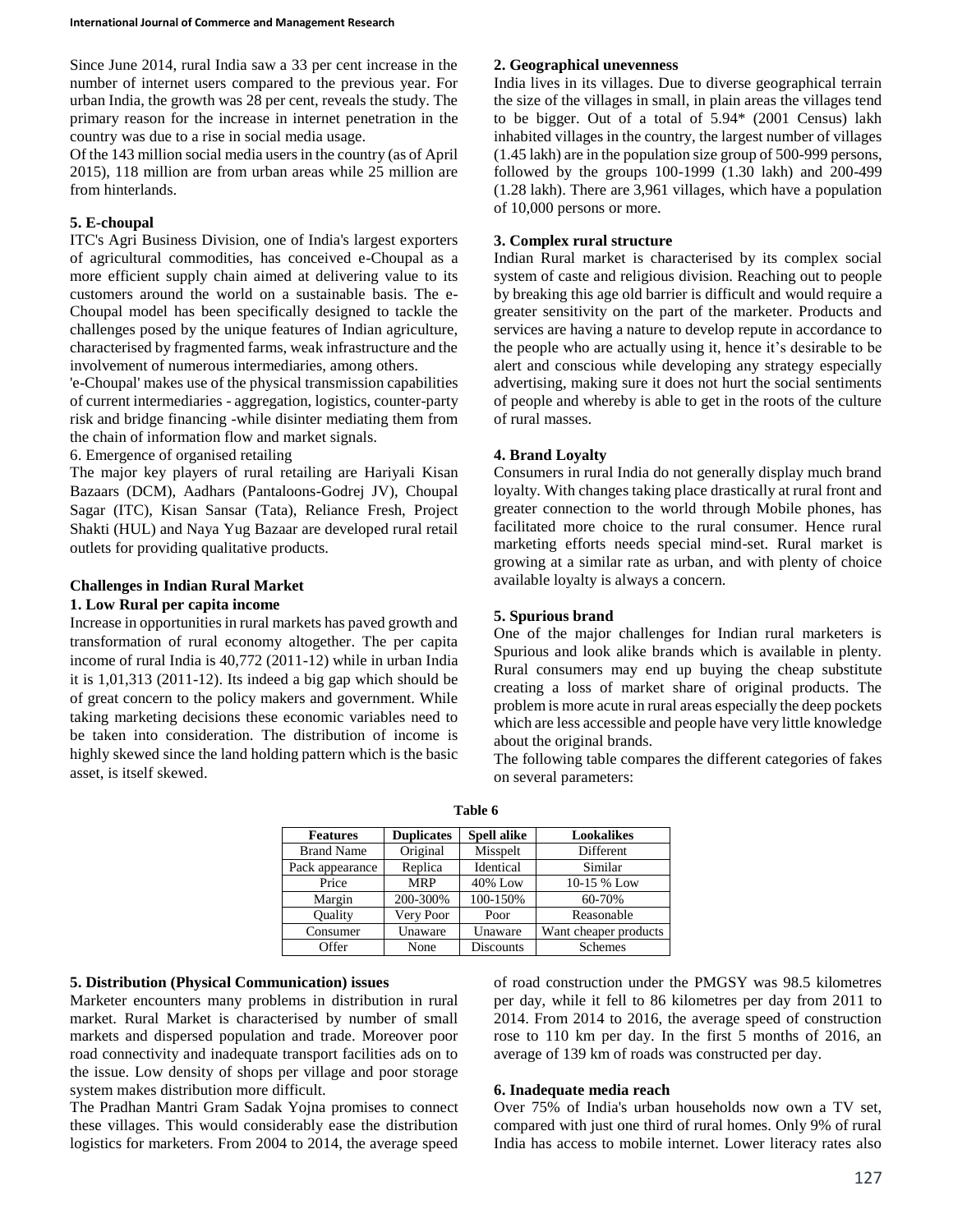Since June 2014, rural India saw a 33 per cent increase in the number of internet users compared to the previous year. For urban India, the growth was 28 per cent, reveals the study. The primary reason for the increase in internet penetration in the country was due to a rise in social media usage.

Of the 143 million social media users in the country (as of April 2015), 118 million are from urban areas while 25 million are from hinterlands.

**5. E-choupal**

ITC's Agri Business Division, one of India's largest exporters of agricultural commodities, has conceived e-Choupal as a more efficient supply chain aimed at delivering value to its customers around the world on a sustainable basis. The e-Choupal model has been specifically designed to tackle the challenges posed by the unique features of Indian agriculture, characterised by fragmented farms, weak infrastructure and the involvement of numerous intermediaries, among others.

'e-Choupal' makes use of the physical transmission capabilities of current intermediaries - aggregation, logistics, counter-party risk and bridge financing -while disinter mediating them from the chain of information flow and market signals.

6. Emergence of organised retailing

The major key players of rural retailing are Hariyali Kisan Bazaars (DCM), Aadhars (Pantaloons-Godrej JV), Choupal Sagar (ITC), Kisan Sansar (Tata), Reliance Fresh, Project Shakti (HUL) and Naya Yug Bazaar are developed rural retail outlets for providing qualitative products.

**Challenges in Indian Rural Market**

**1. Low Rural per capita income**

Increase in opportunities in rural markets has paved growth and transformation of rural economy altogether. The per capita income of rural India is 40,772 (2011-12) while in urban India it is 1,01,313 (2011-12). Its indeed a big gap which should be of great concern to the policy makers and government. While taking marketing decisions these economic variables need to be taken into consideration. The distribution of income is highly skewed since the land holding pattern which is the basic asset, is itself skewed.

**2. Geographical unevenness**

India lives in its villages. Due to diverse geographical terrain the size of the villages in small, in plain areas the villages tend to be bigger. Out of a total of 5.94* (2001 Census) lakh inhabited villages in the country, the largest number of villages (1.45 lakh) are in the population size group of 500-999 persons, followed by the groups 100-1999 (1.30 lakh) and 200-499 (1.28 lakh). There are 3,961 villages, which have a population of 10,000 persons or more.

**3. Complex rural structure**

Indian Rural market is characterised by its complex social system of caste and religious division. Reaching out to people by breaking this age old barrier is difficult and would require a greater sensitivity on the part of the marketer. Products and services are having a nature to develop repute in accordance to the people who are actually using it, hence it's desirable to be alert and conscious while developing any strategy especially advertising, making sure it does not hurt the social sentiments of people and whereby is able to get in the roots of the culture of rural masses.

**4. Brand Loyalty**

Consumers in rural India do not generally display much brand loyalty. With changes taking place drastically at rural front and greater connection to the world through Mobile phones, has facilitated more choice to the rural consumer. Hence rural marketing efforts needs special mind-set. Rural market is growing at a similar rate as urban, and with plenty of choice available loyalty is always a concern.

**5. Spurious brand**

One of the major challenges for Indian rural marketers is Spurious and look alike brands which is available in plenty. Rural consumers may end up buying the cheap substitute creating a loss of market share of original products. The problem is more acute in rural areas especially the deep pockets which are less accessible and people have very little knowledge about the original brands.

The following table compares the different categories of fakes on several parameters:

**Table 6**

| Features | Duplicates | Spell alike | Lookalikes |
|---|---|---|---|
| Brand Name | Original | Misspelt | Different |
| Pack appearance | Replica | Identical | Similar |
| Price | MRP | 40% Low | 10-15 % Low |
| Margin | 200-300% | 100-150% | 60-70% |
| Quality | Very Poor | Poor | Reasonable |
| Consumer | Unaware | Unaware | Want cheaper products |
| Offer | None | Discounts | Schemes |

**5. Distribution (Physical Communication) issues**

Marketer encounters many problems in distribution in rural market. Rural Market is characterised by number of small markets and dispersed population and trade. Moreover poor road connectivity and inadequate transport facilities ads on to the issue. Low density of shops per village and poor storage system makes distribution more difficult.

The Pradhan Mantri Gram Sadak Yojna promises to connect these villages. This would considerably ease the distribution logistics for marketers. From 2004 to 2014, the average speed of road construction under the PMGSY was 98.5 kilometres per day, while it fell to 86 kilometres per day from 2011 to 2014. From 2014 to 2016, the average speed of construction rose to 110 km per day. In the first 5 months of 2016, an average of 139 km of roads was constructed per day.

**6. Inadequate media reach**

Over 75% of India's urban households now own a TV set, compared with just one third of rural homes. Only 9% of rural India has access to mobile internet. Lower literacy rates also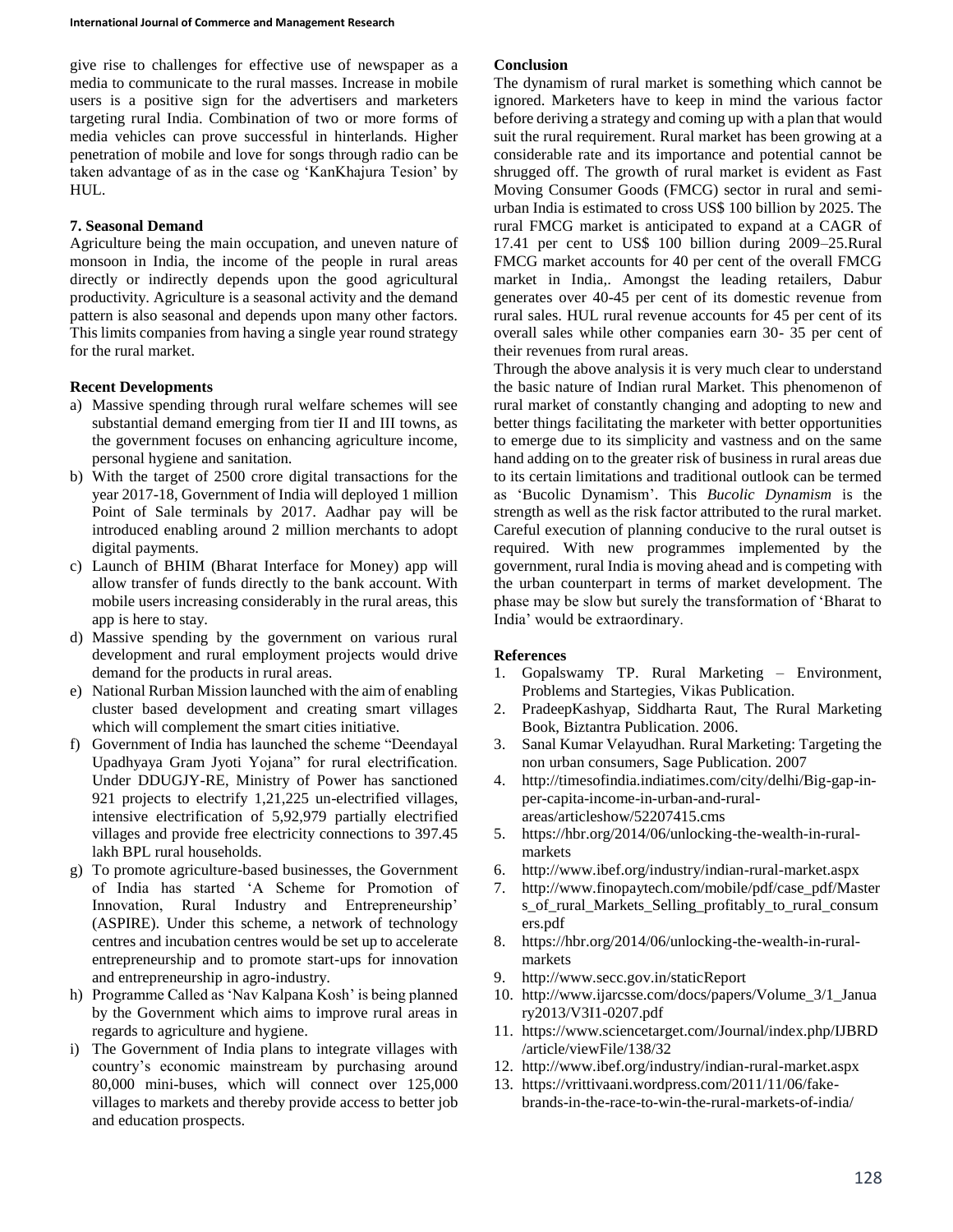give rise to challenges for effective use of newspaper as a media to communicate to the rural masses. Increase in mobile users is a positive sign for the advertisers and marketers targeting rural India. Combination of two or more forms of media vehicles can prove successful in hinterlands. Higher penetration of mobile and love for songs through radio can be taken advantage of as in the case og 'KanKhajura Tesion' by HUL.

### 7. Seasonal Demand

Agriculture being the main occupation, and uneven nature of monsoon in India, the income of the people in rural areas directly or indirectly depends upon the good agricultural productivity. Agriculture is a seasonal activity and the demand pattern is also seasonal and depends upon many other factors. This limits companies from having a single year round strategy for the rural market.

### Recent Developments

a) Massive spending through rural welfare schemes will see substantial demand emerging from tier II and III towns, as the government focuses on enhancing agriculture income, personal hygiene and sanitation.
b) With the target of 2500 crore digital transactions for the year 2017-18, Government of India will deployed 1 million Point of Sale terminals by 2017. Aadhar pay will be introduced enabling around 2 million merchants to adopt digital payments.
c) Launch of BHIM (Bharat Interface for Money) app will allow transfer of funds directly to the bank account. With mobile users increasing considerably in the rural areas, this app is here to stay.
d) Massive spending by the government on various rural development and rural employment projects would drive demand for the products in rural areas.
e) National Rurban Mission launched with the aim of enabling cluster based development and creating smart villages which will complement the smart cities initiative.
f) Government of India has launched the scheme "Deendayal Upadhyaya Gram Jyoti Yojana" for rural electrification. Under DDUGJY-RE, Ministry of Power has sanctioned 921 projects to electrify 1,21,225 un-electrified villages, intensive electrification of 5,92,979 partially electrified villages and provide free electricity connections to 397.45 lakh BPL rural households.
g) To promote agriculture-based businesses, the Government of India has started 'A Scheme for Promotion of Innovation, Rural Industry and Entrepreneurship' (ASPIRE). Under this scheme, a network of technology centres and incubation centres would be set up to accelerate entrepreneurship and to promote start-ups for innovation and entrepreneurship in agro-industry.
h) Programme Called as 'Nav Kalpana Kosh' is being planned by the Government which aims to improve rural areas in regards to agriculture and hygiene.
i) The Government of India plans to integrate villages with country's economic mainstream by purchasing around 80,000 mini-buses, which will connect over 125,000 villages to markets and thereby provide access to better job and education prospects.

### Conclusion

The dynamism of rural market is something which cannot be ignored. Marketers have to keep in mind the various factor before deriving a strategy and coming up with a plan that would suit the rural requirement. Rural market has been growing at a considerable rate and its importance and potential cannot be shrugged off. The growth of rural market is evident as Fast Moving Consumer Goods (FMCG) sector in rural and semi-urban India is estimated to cross US$ 100 billion by 2025. The rural FMCG market is anticipated to expand at a CAGR of 17.41 per cent to US$ 100 billion during 2009–25.Rural FMCG market accounts for 40 per cent of the overall FMCG market in India,. Amongst the leading retailers, Dabur generates over 40-45 per cent of its domestic revenue from rural sales. HUL rural revenue accounts for 45 per cent of its overall sales while other companies earn 30- 35 per cent of their revenues from rural areas.

Through the above analysis it is very much clear to understand the basic nature of Indian rural Market. This phenomenon of rural market of constantly changing and adopting to new and better things facilitating the marketer with better opportunities to emerge due to its simplicity and vastness and on the same hand adding on to the greater risk of business in rural areas due to its certain limitations and traditional outlook can be termed as 'Bucolic Dynamism'. This *Bucolic Dynamism* is the strength as well as the risk factor attributed to the rural market. Careful execution of planning conducive to the rural outset is required. With new programmes implemented by the government, rural India is moving ahead and is competing with the urban counterpart in terms of market development. The phase may be slow but surely the transformation of 'Bharat to India' would be extraordinary.

### References

1. Gopalswamy TP. Rural Marketing – Environment, Problems and Startegies, Vikas Publication.
2. PradeepKashyap, Siddharta Raut, The Rural Marketing Book, Biztantra Publication. 2006.
3. Sanal Kumar Velayudhan. Rural Marketing: Targeting the non urban consumers, Sage Publication. 2007
4. http://timesofindia.indiatimes.com/city/delhi/Big-gap-in-per-capita-income-in-urban-and-rural-areas/articleshow/52207415.cms
5. https://hbr.org/2014/06/unlocking-the-wealth-in-rural-markets
6. http://www.ibef.org/industry/indian-rural-market.aspx
7. http://www.finopaytech.com/mobile/pdf/case_pdf/Masters_of_rural_Markets_Selling_profitably_to_rural_consumers.pdf
8. https://hbr.org/2014/06/unlocking-the-wealth-in-rural-markets
9. http://www.secc.gov.in/staticReport
10. http://www.ijarcsse.com/docs/papers/Volume_3/1_January2013/V3I1-0207.pdf
11. https://www.sciencetarget.com/Journal/index.php/IJBRD/article/viewFile/138/32
12. http://www.ibef.org/industry/indian-rural-market.aspx
13. https://vrittivaani.wordpress.com/2011/11/06/fake-brands-in-the-race-to-win-the-rural-markets-of-india/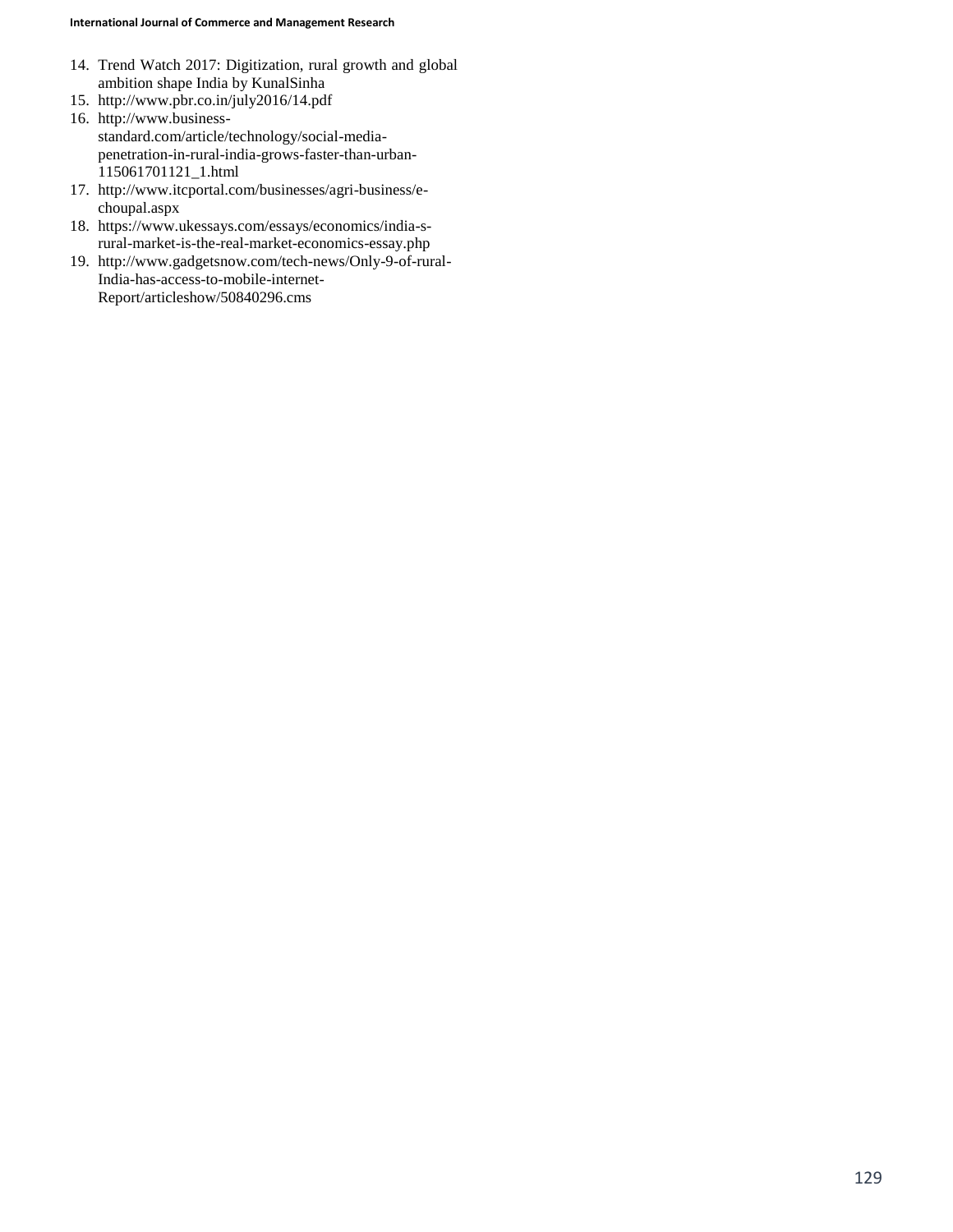14. Trend Watch 2017: Digitization, rural growth and global ambition shape India by KunalSinha
15. http://www.pbr.co.in/july2016/14.pdf
16. http://www.business-standard.com/article/technology/social-media-penetration-in-rural-india-grows-faster-than-urban-115061701121_1.html
17. http://www.itcportal.com/businesses/agri-business/e-choupal.aspx
18. https://www.ukessays.com/essays/economics/india-s-rural-market-is-the-real-market-economics-essay.php
19. http://www.gadgetsnow.com/tech-news/Only-9-of-rural-India-has-access-to-mobile-internet-Report/articleshow/50840296.cms